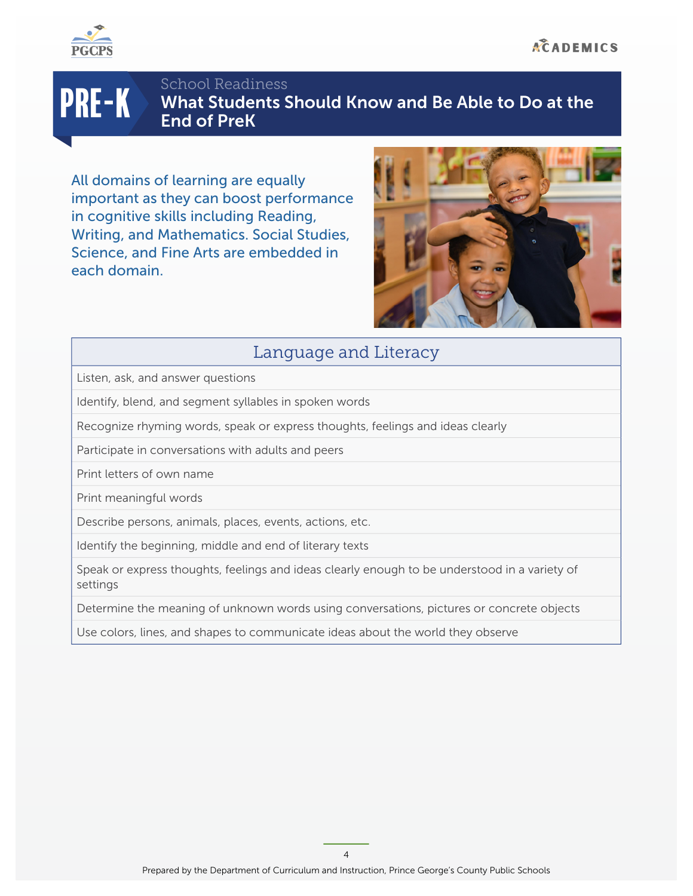# PRE-K

## School Readiness

## What Students Should Know and Be Able to Do at the End of PreK

All domains of learning are equally important as they can boost performance in cognitive skills including Reading, Writing, and Mathematics. Social Studies, Science, and Fine Arts are embedded in each domain.

| Language and Literacy |
| --- |
| Listen, ask, and answer questions |
| Identify, blend, and segment syllables in spoken words |
| Recognize rhyming words, speak or express thoughts, feelings and ideas clearly |
| Participate in conversations with adults and peers |
| Print letters of own name |
| Print meaningful words |
| Describe persons, animals, places, events, actions, etc. |
| Identify the beginning, middle and end of literary texts |
| Speak or express thoughts, feelings and ideas clearly enough to be understood in a variety of settings |
| Determine the meaning of unknown words using conversations, pictures or concrete objects |
| Use colors, lines, and shapes to communicate ideas about the world they observe |

Prepared by the Department of Curriculum and Instruction, Prince George's County Public Schools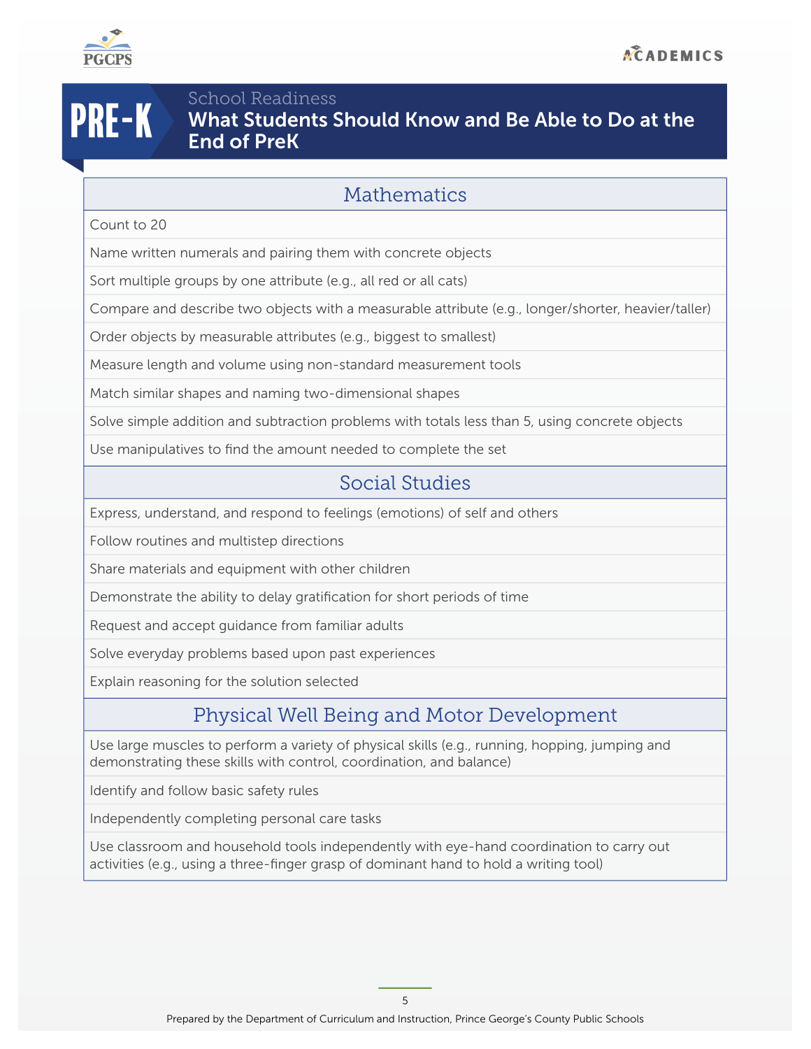# PRE-K

School Readiness

## What Students Should Know and Be Able to Do at the End of PreK

### Mathematics

- Count to 20
- Name written numerals and pairing them with concrete objects
- Sort multiple groups by one attribute (e.g., all red or all cats)
- Compare and describe two objects with a measurable attribute (e.g., longer/shorter, heavier/taller)
- Order objects by measurable attributes (e.g., biggest to smallest)
- Measure length and volume using non-standard measurement tools
- Match similar shapes and naming two-dimensional shapes
- Solve simple addition and subtraction problems with totals less than 5, using concrete objects
- Use manipulatives to find the amount needed to complete the set

### Social Studies

- Express, understand, and respond to feelings (emotions) of self and others
- Follow routines and multistep directions
- Share materials and equipment with other children
- Demonstrate the ability to delay gratification for short periods of time
- Request and accept guidance from familiar adults
- Solve everyday problems based upon past experiences
- Explain reasoning for the solution selected

### Physical Well Being and Motor Development

- Use large muscles to perform a variety of physical skills (e.g., running, hopping, jumping and demonstrating these skills with control, coordination, and balance)
- Identify and follow basic safety rules
- Independently completing personal care tasks
- Use classroom and household tools independently with eye-hand coordination to carry out activities (e.g., using a three-finger grasp of dominant hand to hold a writing tool)

Prepared by the Department of Curriculum and Instruction, Prince George's County Public Schools